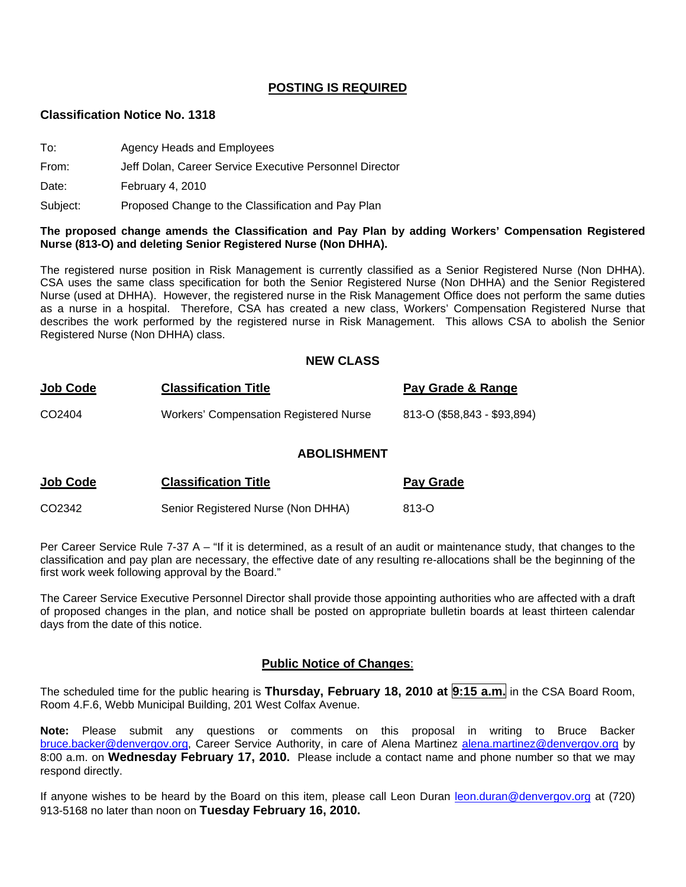## POSTING IS REQUIRED

### Classification Notice No. 1318

To: Agency Heads and Employees

From: Jeff Dolan, Career Service Executive Personnel Director

Date: February 4, 2010

Subject: Proposed Change to the Classification and Pay Plan

**The proposed change amends the Classification and Pay Plan by adding Workers' Compensation Registered Nurse (813-O) and deleting Senior Registered Nurse (Non DHHA).**

The registered nurse position in Risk Management is currently classified as a Senior Registered Nurse (Non DHHA). CSA uses the same class specification for both the Senior Registered Nurse (Non DHHA) and the Senior Registered Nurse (used at DHHA). However, the registered nurse in the Risk Management Office does not perform the same duties as a nurse in a hospital. Therefore, CSA has created a new class, Workers' Compensation Registered Nurse that describes the work performed by the registered nurse in Risk Management. This allows CSA to abolish the Senior Registered Nurse (Non DHHA) class.

### NEW CLASS

| Job Code | Classification Title | Pay Grade & Range |
|---|---|---|
| CO2404 | Workers' Compensation Registered Nurse | 813-O ($58,843 - $93,894) |

### ABOLISHMENT

| Job Code | Classification Title | Pay Grade |
|---|---|---|
| CO2342 | Senior Registered Nurse (Non DHHA) | 813-O |

Per Career Service Rule 7-37 A – "If it is determined, as a result of an audit or maintenance study, that changes to the classification and pay plan are necessary, the effective date of any resulting re-allocations shall be the beginning of the first work week following approval by the Board."

The Career Service Executive Personnel Director shall provide those appointing authorities who are affected with a draft of proposed changes in the plan, and notice shall be posted on appropriate bulletin boards at least thirteen calendar days from the date of this notice.

### Public Notice of Changes:

The scheduled time for the public hearing is **Thursday, February 18, 2010 at 9:15 a.m.** in the CSA Board Room, Room 4.F.6, Webb Municipal Building, 201 West Colfax Avenue.

**Note:** Please submit any questions or comments on this proposal in writing to Bruce Backer bruce.backer@denvergov.org, Career Service Authority, in care of Alena Martinez alena.martinez@denvergov.org by 8:00 a.m. on **Wednesday February 17, 2010.** Please include a contact name and phone number so that we may respond directly.

If anyone wishes to be heard by the Board on this item, please call Leon Duran leon.duran@denvergov.org at (720) 913-5168 no later than noon on **Tuesday February 16, 2010.**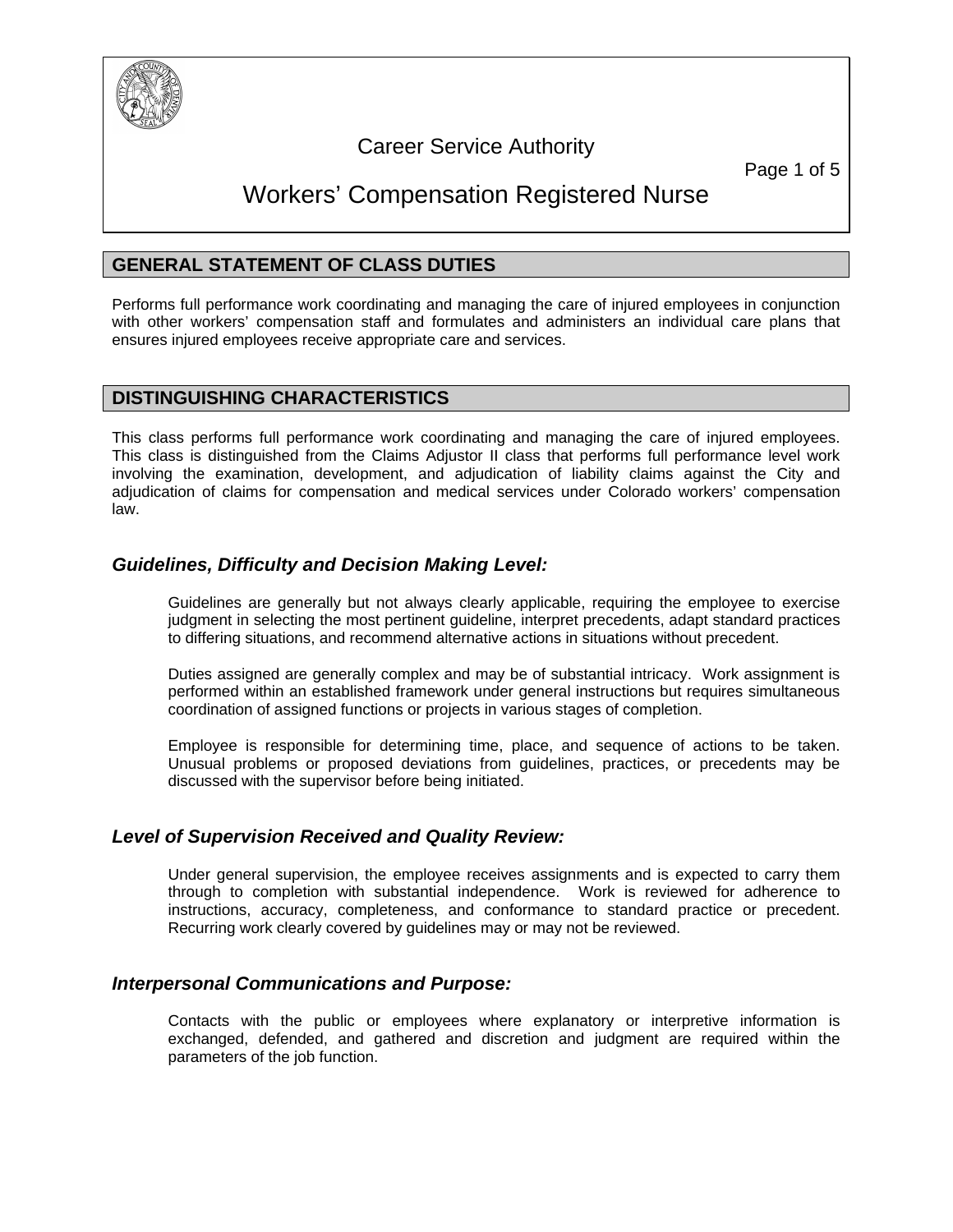# Career Service Authority

# Workers' Compensation Registered Nurse

## GENERAL STATEMENT OF CLASS DUTIES

Performs full performance work coordinating and managing the care of injured employees in conjunction with other workers' compensation staff and formulates and administers an individual care plans that ensures injured employees receive appropriate care and services.

## DISTINGUISHING CHARACTERISTICS

This class performs full performance work coordinating and managing the care of injured employees. This class is distinguished from the Claims Adjustor II class that performs full performance level work involving the examination, development, and adjudication of liability claims against the City and adjudication of claims for compensation and medical services under Colorado workers' compensation law.

### *Guidelines, Difficulty and Decision Making Level:*

Guidelines are generally but not always clearly applicable, requiring the employee to exercise judgment in selecting the most pertinent guideline, interpret precedents, adapt standard practices to differing situations, and recommend alternative actions in situations without precedent.

Duties assigned are generally complex and may be of substantial intricacy. Work assignment is performed within an established framework under general instructions but requires simultaneous coordination of assigned functions or projects in various stages of completion.

Employee is responsible for determining time, place, and sequence of actions to be taken. Unusual problems or proposed deviations from guidelines, practices, or precedents may be discussed with the supervisor before being initiated.

### *Level of Supervision Received and Quality Review:*

Under general supervision, the employee receives assignments and is expected to carry them through to completion with substantial independence. Work is reviewed for adherence to instructions, accuracy, completeness, and conformance to standard practice or precedent. Recurring work clearly covered by guidelines may or may not be reviewed.

### *Interpersonal Communications and Purpose:*

Contacts with the public or employees where explanatory or interpretive information is exchanged, defended, and gathered and discretion and judgment are required within the parameters of the job function.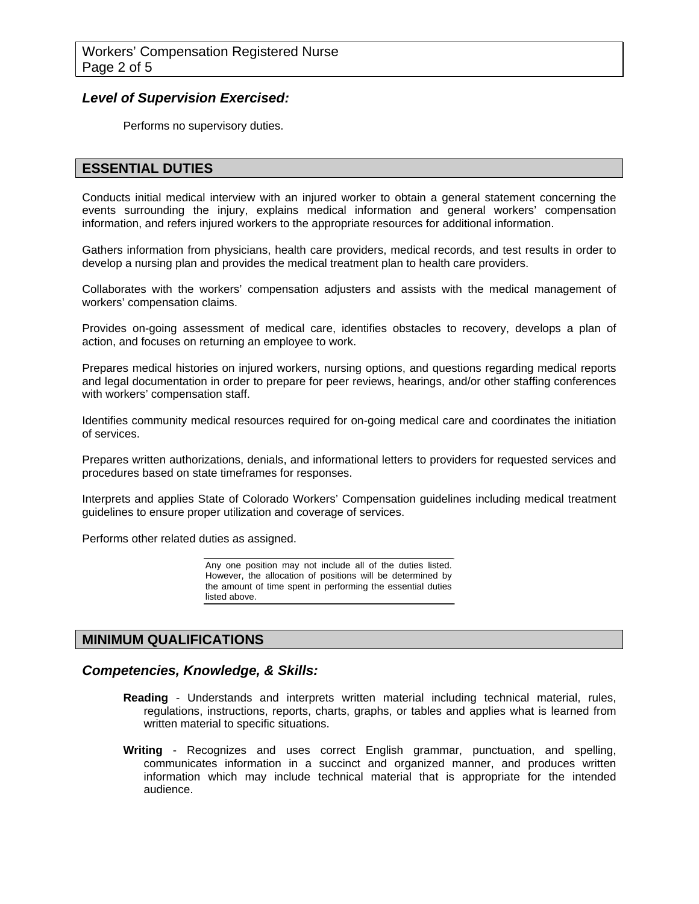### *Level of Supervision Exercised:*

Performs no supervisory duties.

## ESSENTIAL DUTIES

Conducts initial medical interview with an injured worker to obtain a general statement concerning the events surrounding the injury, explains medical information and general workers' compensation information, and refers injured workers to the appropriate resources for additional information.

Gathers information from physicians, health care providers, medical records, and test results in order to develop a nursing plan and provides the medical treatment plan to health care providers.

Collaborates with the workers' compensation adjusters and assists with the medical management of workers' compensation claims.

Provides on-going assessment of medical care, identifies obstacles to recovery, develops a plan of action, and focuses on returning an employee to work.

Prepares medical histories on injured workers, nursing options, and questions regarding medical reports and legal documentation in order to prepare for peer reviews, hearings, and/or other staffing conferences with workers' compensation staff.

Identifies community medical resources required for on-going medical care and coordinates the initiation of services.

Prepares written authorizations, denials, and informational letters to providers for requested services and procedures based on state timeframes for responses.

Interprets and applies State of Colorado Workers' Compensation guidelines including medical treatment guidelines to ensure proper utilization and coverage of services.

Performs other related duties as assigned.

Any one position may not include all of the duties listed. However, the allocation of positions will be determined by the amount of time spent in performing the essential duties listed above.

## MINIMUM QUALIFICATIONS

### *Competencies, Knowledge, & Skills:*

**Reading** - Understands and interprets written material including technical material, rules, regulations, instructions, reports, charts, graphs, or tables and applies what is learned from written material to specific situations.

**Writing** - Recognizes and uses correct English grammar, punctuation, and spelling, communicates information in a succinct and organized manner, and produces written information which may include technical material that is appropriate for the intended audience.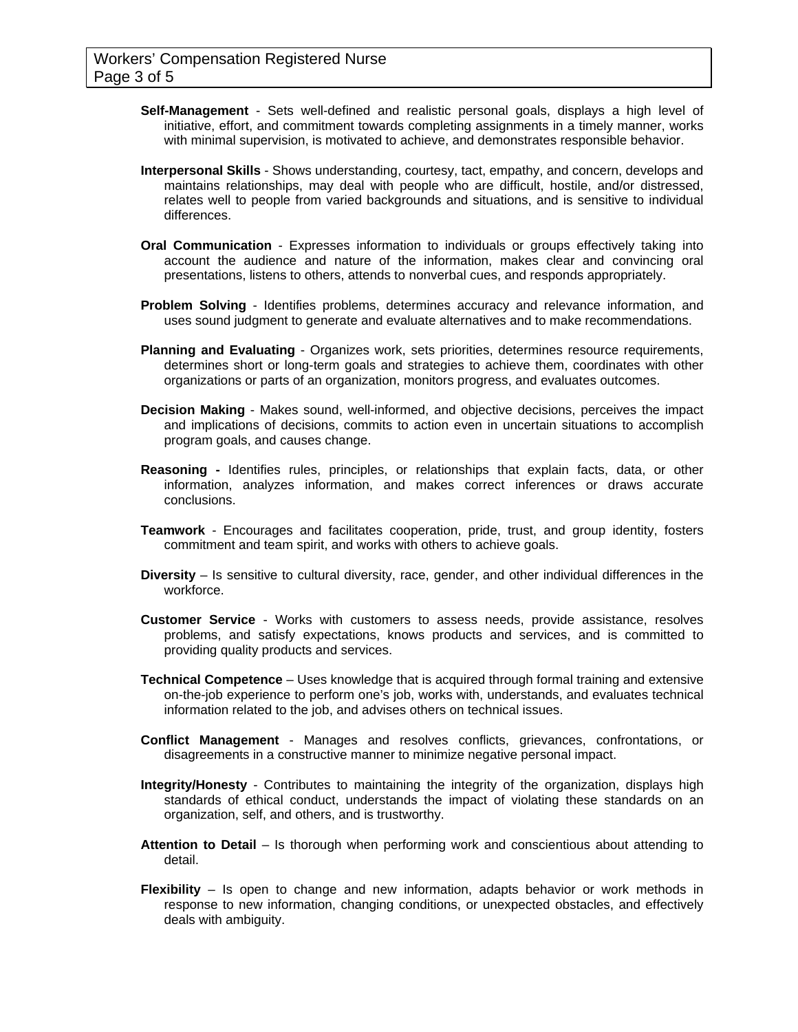**Self-Management** - Sets well-defined and realistic personal goals, displays a high level of initiative, effort, and commitment towards completing assignments in a timely manner, works with minimal supervision, is motivated to achieve, and demonstrates responsible behavior.

**Interpersonal Skills** - Shows understanding, courtesy, tact, empathy, and concern, develops and maintains relationships, may deal with people who are difficult, hostile, and/or distressed, relates well to people from varied backgrounds and situations, and is sensitive to individual differences.

**Oral Communication** - Expresses information to individuals or groups effectively taking into account the audience and nature of the information, makes clear and convincing oral presentations, listens to others, attends to nonverbal cues, and responds appropriately.

**Problem Solving** - Identifies problems, determines accuracy and relevance information, and uses sound judgment to generate and evaluate alternatives and to make recommendations.

**Planning and Evaluating** - Organizes work, sets priorities, determines resource requirements, determines short or long-term goals and strategies to achieve them, coordinates with other organizations or parts of an organization, monitors progress, and evaluates outcomes.

**Decision Making** - Makes sound, well-informed, and objective decisions, perceives the impact and implications of decisions, commits to action even in uncertain situations to accomplish program goals, and causes change.

**Reasoning -** Identifies rules, principles, or relationships that explain facts, data, or other information, analyzes information, and makes correct inferences or draws accurate conclusions.

**Teamwork** - Encourages and facilitates cooperation, pride, trust, and group identity, fosters commitment and team spirit, and works with others to achieve goals.

**Diversity** – Is sensitive to cultural diversity, race, gender, and other individual differences in the workforce.

**Customer Service** - Works with customers to assess needs, provide assistance, resolves problems, and satisfy expectations, knows products and services, and is committed to providing quality products and services.

**Technical Competence** – Uses knowledge that is acquired through formal training and extensive on-the-job experience to perform one's job, works with, understands, and evaluates technical information related to the job, and advises others on technical issues.

**Conflict Management** - Manages and resolves conflicts, grievances, confrontations, or disagreements in a constructive manner to minimize negative personal impact.

**Integrity/Honesty** - Contributes to maintaining the integrity of the organization, displays high standards of ethical conduct, understands the impact of violating these standards on an organization, self, and others, and is trustworthy.

**Attention to Detail** – Is thorough when performing work and conscientious about attending to detail.

**Flexibility** – Is open to change and new information, adapts behavior or work methods in response to new information, changing conditions, or unexpected obstacles, and effectively deals with ambiguity.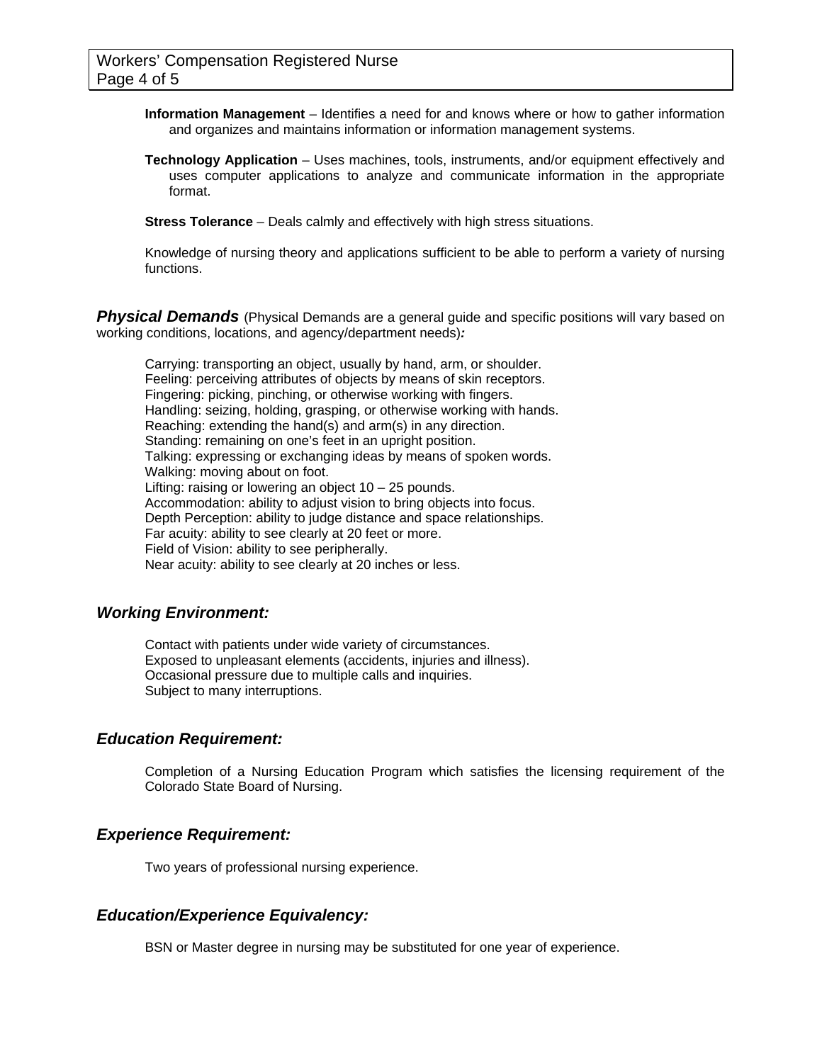**Information Management** – Identifies a need for and knows where or how to gather information and organizes and maintains information or information management systems.

**Technology Application** – Uses machines, tools, instruments, and/or equipment effectively and uses computer applications to analyze and communicate information in the appropriate format.

**Stress Tolerance** – Deals calmly and effectively with high stress situations.

Knowledge of nursing theory and applications sufficient to be able to perform a variety of nursing functions.

## ***Physical Demands*** (Physical Demands are a general guide and specific positions will vary based on working conditions, locations, and agency/department needs)***:***

Carrying: transporting an object, usually by hand, arm, or shoulder.
Feeling: perceiving attributes of objects by means of skin receptors.
Fingering: picking, pinching, or otherwise working with fingers.
Handling: seizing, holding, grasping, or otherwise working with hands.
Reaching: extending the hand(s) and arm(s) in any direction.
Standing: remaining on one's feet in an upright position.
Talking: expressing or exchanging ideas by means of spoken words.
Walking: moving about on foot.
Lifting: raising or lowering an object 10 – 25 pounds.
Accommodation: ability to adjust vision to bring objects into focus.
Depth Perception: ability to judge distance and space relationships.
Far acuity: ability to see clearly at 20 feet or more.
Field of Vision: ability to see peripherally.
Near acuity: ability to see clearly at 20 inches or less.

## ***Working Environment:***

Contact with patients under wide variety of circumstances.
Exposed to unpleasant elements (accidents, injuries and illness).
Occasional pressure due to multiple calls and inquiries.
Subject to many interruptions.

## ***Education Requirement:***

Completion of a Nursing Education Program which satisfies the licensing requirement of the Colorado State Board of Nursing.

## ***Experience Requirement:***

Two years of professional nursing experience.

## ***Education/Experience Equivalency:***

BSN or Master degree in nursing may be substituted for one year of experience.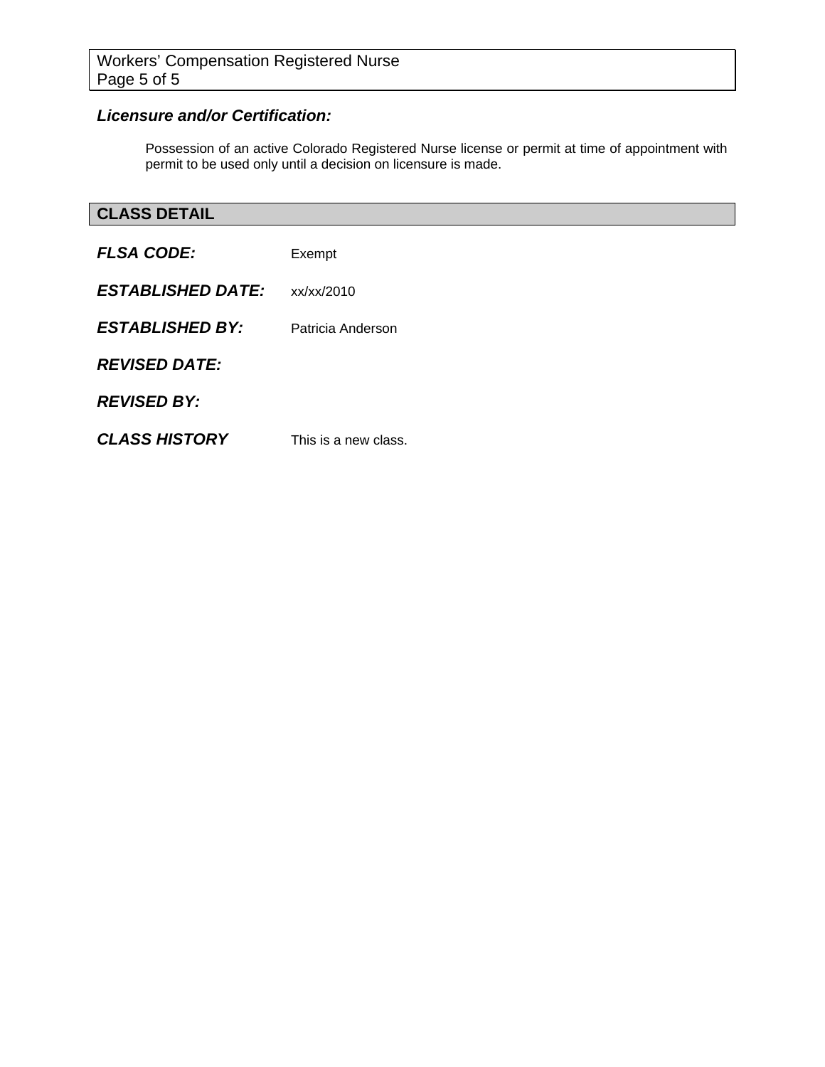### *Licensure and/or Certification:*

Possession of an active Colorado Registered Nurse license or permit at time of appointment with permit to be used only until a decision on licensure is made.

## CLASS DETAIL

***FLSA CODE:*** Exempt

***ESTABLISHED DATE:*** xx/xx/2010

***ESTABLISHED BY:*** Patricia Anderson

***REVISED DATE:***

***REVISED BY:***

***CLASS HISTORY*** This is a new class.